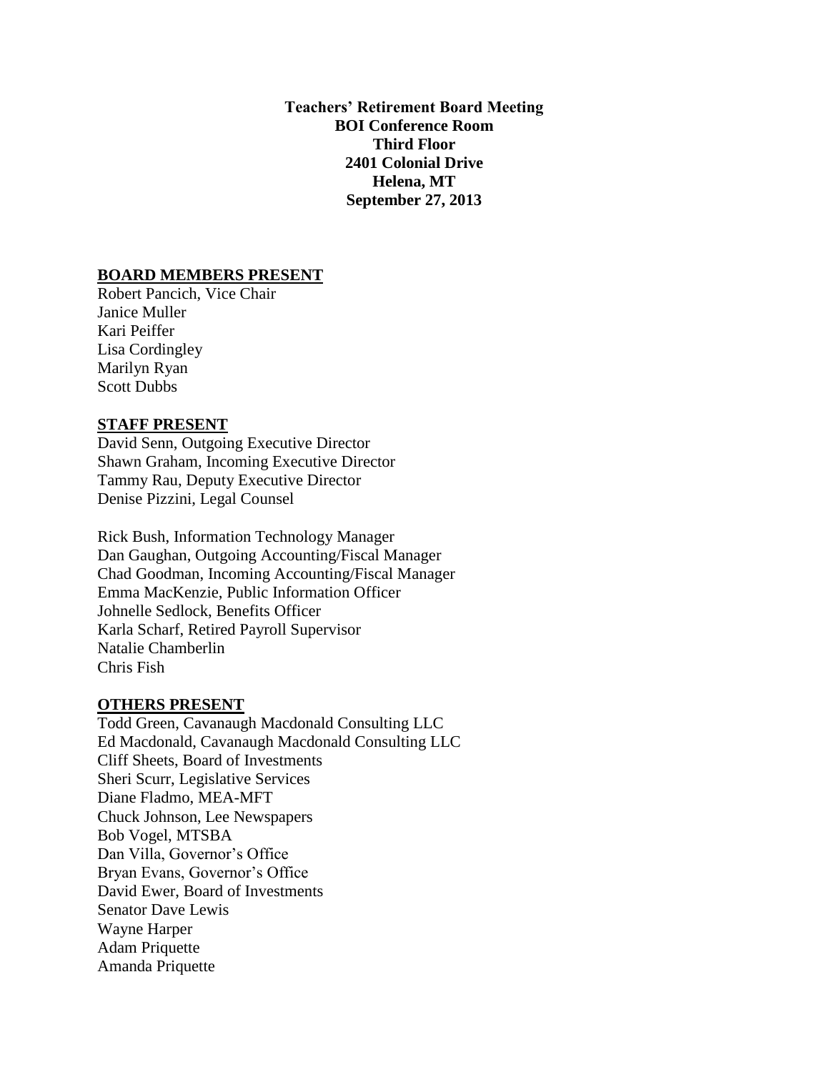**Teachers' Retirement Board Meeting**
**BOI Conference Room**
**Third Floor**
**2401 Colonial Drive**
**Helena, MT**
**September 27, 2013**

**BOARD MEMBERS PRESENT**

Robert Pancich, Vice Chair
Janice Muller
Kari Peiffer
Lisa Cordingley
Marilyn Ryan
Scott Dubbs

**STAFF PRESENT**

David Senn, Outgoing Executive Director
Shawn Graham, Incoming Executive Director
Tammy Rau, Deputy Executive Director
Denise Pizzini, Legal Counsel

Rick Bush, Information Technology Manager
Dan Gaughan, Outgoing Accounting/Fiscal Manager
Chad Goodman, Incoming Accounting/Fiscal Manager
Emma MacKenzie, Public Information Officer
Johnelle Sedlock, Benefits Officer
Karla Scharf, Retired Payroll Supervisor
Natalie Chamberlin
Chris Fish

**OTHERS PRESENT**

Todd Green, Cavanaugh Macdonald Consulting LLC
Ed Macdonald, Cavanaugh Macdonald Consulting LLC
Cliff Sheets, Board of Investments
Sheri Scurr, Legislative Services
Diane Fladmo, MEA-MFT
Chuck Johnson, Lee Newspapers
Bob Vogel, MTSBA
Dan Villa, Governor's Office
Bryan Evans, Governor's Office
David Ewer, Board of Investments
Senator Dave Lewis
Wayne Harper
Adam Priquette
Amanda Priquette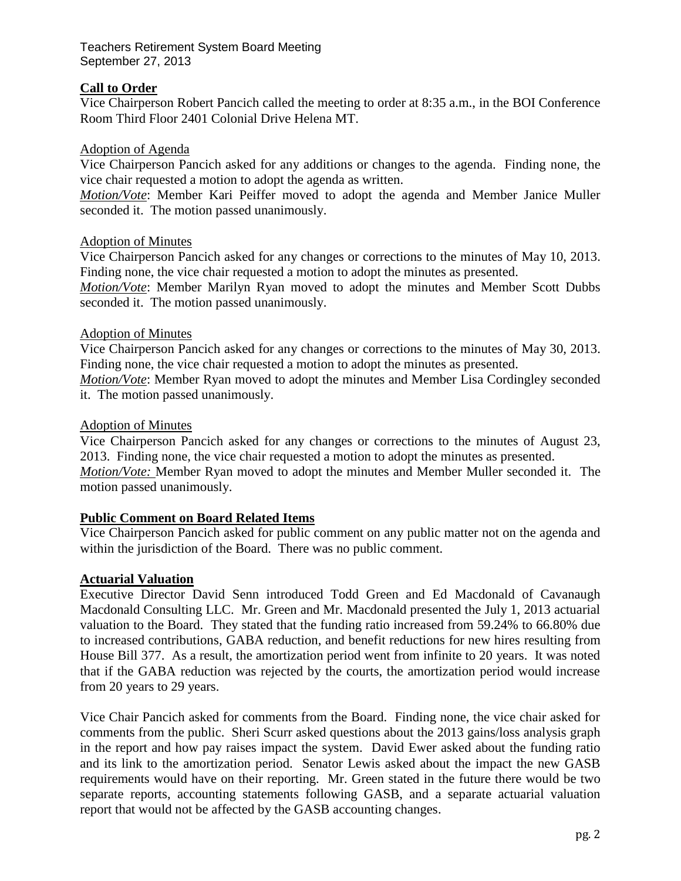## Call to Order

Vice Chairperson Robert Pancich called the meeting to order at 8:35 a.m., in the BOI Conference Room Third Floor 2401 Colonial Drive Helena MT.

### Adoption of Agenda

Vice Chairperson Pancich asked for any additions or changes to the agenda. Finding none, the vice chair requested a motion to adopt the agenda as written.

***Motion/Vote***: Member Kari Peiffer moved to adopt the agenda and Member Janice Muller seconded it. The motion passed unanimously.

### Adoption of Minutes

Vice Chairperson Pancich asked for any changes or corrections to the minutes of May 10, 2013. Finding none, the vice chair requested a motion to adopt the minutes as presented.

***Motion/Vote***: Member Marilyn Ryan moved to adopt the minutes and Member Scott Dubbs seconded it. The motion passed unanimously.

### Adoption of Minutes

Vice Chairperson Pancich asked for any changes or corrections to the minutes of May 30, 2013. Finding none, the vice chair requested a motion to adopt the minutes as presented.

***Motion/Vote***: Member Ryan moved to adopt the minutes and Member Lisa Cordingley seconded it. The motion passed unanimously.

### Adoption of Minutes

Vice Chairperson Pancich asked for any changes or corrections to the minutes of August 23, 2013. Finding none, the vice chair requested a motion to adopt the minutes as presented.

***Motion/Vote:*** Member Ryan moved to adopt the minutes and Member Muller seconded it. The motion passed unanimously.

## Public Comment on Board Related Items

Vice Chairperson Pancich asked for public comment on any public matter not on the agenda and within the jurisdiction of the Board. There was no public comment.

## Actuarial Valuation

Executive Director David Senn introduced Todd Green and Ed Macdonald of Cavanaugh Macdonald Consulting LLC. Mr. Green and Mr. Macdonald presented the July 1, 2013 actuarial valuation to the Board. They stated that the funding ratio increased from 59.24% to 66.80% due to increased contributions, GABA reduction, and benefit reductions for new hires resulting from House Bill 377. As a result, the amortization period went from infinite to 20 years. It was noted that if the GABA reduction was rejected by the courts, the amortization period would increase from 20 years to 29 years.

Vice Chair Pancich asked for comments from the Board. Finding none, the vice chair asked for comments from the public. Sheri Scurr asked questions about the 2013 gains/loss analysis graph in the report and how pay raises impact the system. David Ewer asked about the funding ratio and its link to the amortization period. Senator Lewis asked about the impact the new GASB requirements would have on their reporting. Mr. Green stated in the future there would be two separate reports, accounting statements following GASB, and a separate actuarial valuation report that would not be affected by the GASB accounting changes.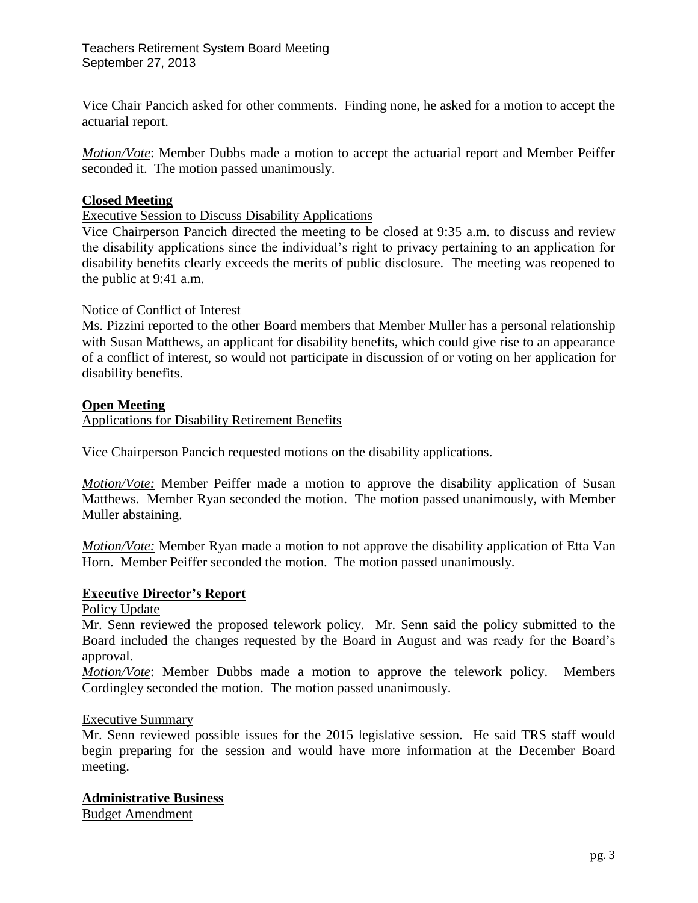Vice Chair Pancich asked for other comments. Finding none, he asked for a motion to accept the actuarial report.

*Motion/Vote*: Member Dubbs made a motion to accept the actuarial report and Member Peiffer seconded it. The motion passed unanimously.

## Closed Meeting

Executive Session to Discuss Disability Applications

Vice Chairperson Pancich directed the meeting to be closed at 9:35 a.m. to discuss and review the disability applications since the individual's right to privacy pertaining to an application for disability benefits clearly exceeds the merits of public disclosure. The meeting was reopened to the public at 9:41 a.m.

Notice of Conflict of Interest

Ms. Pizzini reported to the other Board members that Member Muller has a personal relationship with Susan Matthews, an applicant for disability benefits, which could give rise to an appearance of a conflict of interest, so would not participate in discussion of or voting on her application for disability benefits.

## Open Meeting

Applications for Disability Retirement Benefits

Vice Chairperson Pancich requested motions on the disability applications.

*Motion/Vote:* Member Peiffer made a motion to approve the disability application of Susan Matthews. Member Ryan seconded the motion. The motion passed unanimously, with Member Muller abstaining.

*Motion/Vote:* Member Ryan made a motion to not approve the disability application of Etta Van Horn. Member Peiffer seconded the motion. The motion passed unanimously.

## Executive Director's Report

Policy Update

Mr. Senn reviewed the proposed telework policy. Mr. Senn said the policy submitted to the Board included the changes requested by the Board in August and was ready for the Board's approval.

*Motion/Vote*: Member Dubbs made a motion to approve the telework policy. Members Cordingley seconded the motion. The motion passed unanimously.

Executive Summary

Mr. Senn reviewed possible issues for the 2015 legislative session. He said TRS staff would begin preparing for the session and would have more information at the December Board meeting.

## Administrative Business

Budget Amendment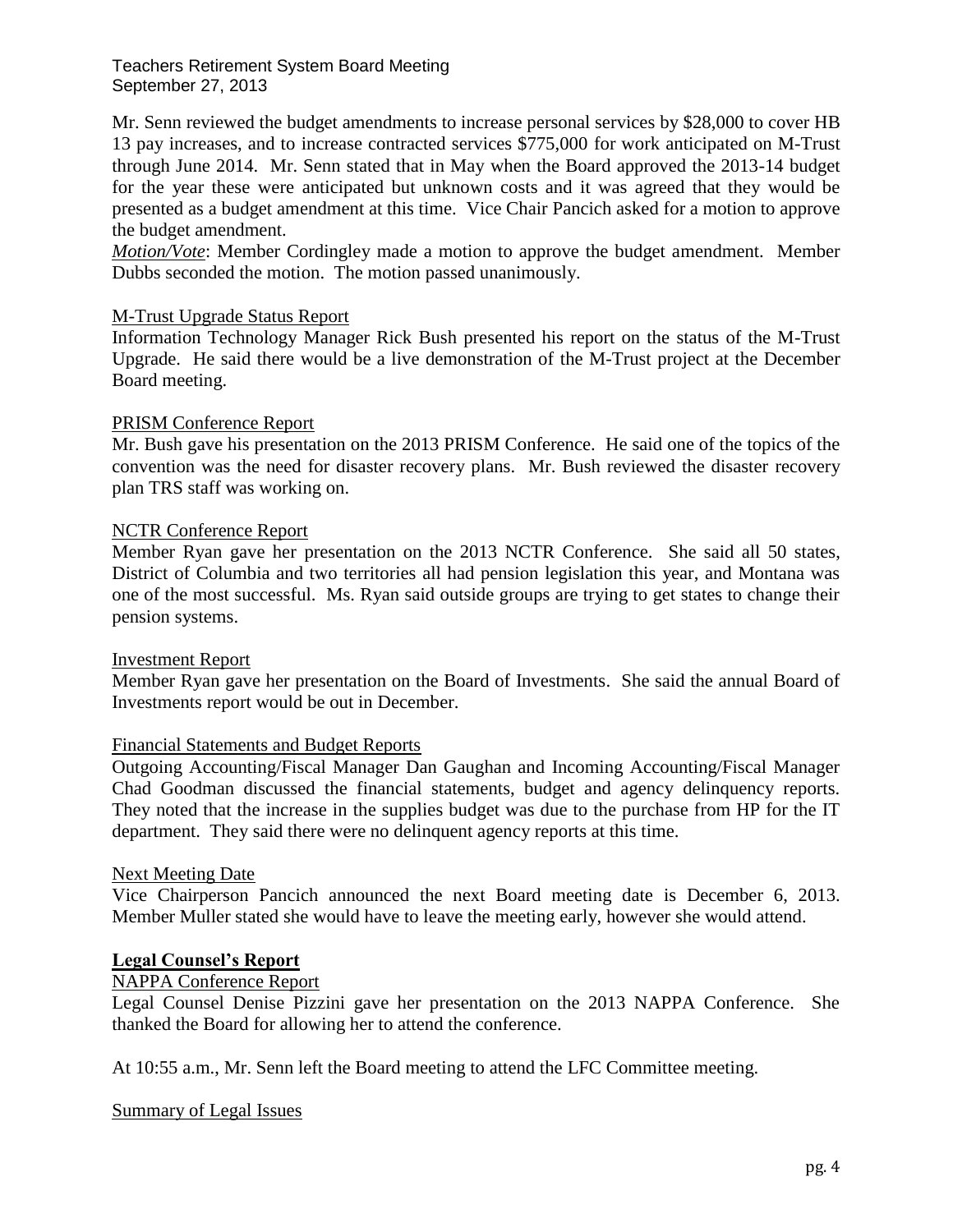Mr. Senn reviewed the budget amendments to increase personal services by $28,000 to cover HB 13 pay increases, and to increase contracted services $775,000 for work anticipated on M-Trust through June 2014. Mr. Senn stated that in May when the Board approved the 2013-14 budget for the year these were anticipated but unknown costs and it was agreed that they would be presented as a budget amendment at this time. Vice Chair Pancich asked for a motion to approve the budget amendment.

***Motion/Vote***: Member Cordingley made a motion to approve the budget amendment. Member Dubbs seconded the motion. The motion passed unanimously.

M-Trust Upgrade Status Report

Information Technology Manager Rick Bush presented his report on the status of the M-Trust Upgrade. He said there would be a live demonstration of the M-Trust project at the December Board meeting.

PRISM Conference Report

Mr. Bush gave his presentation on the 2013 PRISM Conference. He said one of the topics of the convention was the need for disaster recovery plans. Mr. Bush reviewed the disaster recovery plan TRS staff was working on.

NCTR Conference Report

Member Ryan gave her presentation on the 2013 NCTR Conference. She said all 50 states, District of Columbia and two territories all had pension legislation this year, and Montana was one of the most successful. Ms. Ryan said outside groups are trying to get states to change their pension systems.

Investment Report

Member Ryan gave her presentation on the Board of Investments. She said the annual Board of Investments report would be out in December.

Financial Statements and Budget Reports

Outgoing Accounting/Fiscal Manager Dan Gaughan and Incoming Accounting/Fiscal Manager Chad Goodman discussed the financial statements, budget and agency delinquency reports. They noted that the increase in the supplies budget was due to the purchase from HP for the IT department. They said there were no delinquent agency reports at this time.

Next Meeting Date

Vice Chairperson Pancich announced the next Board meeting date is December 6, 2013. Member Muller stated she would have to leave the meeting early, however she would attend.

**Legal Counsel's Report**

NAPPA Conference Report

Legal Counsel Denise Pizzini gave her presentation on the 2013 NAPPA Conference. She thanked the Board for allowing her to attend the conference.

At 10:55 a.m., Mr. Senn left the Board meeting to attend the LFC Committee meeting.

Summary of Legal Issues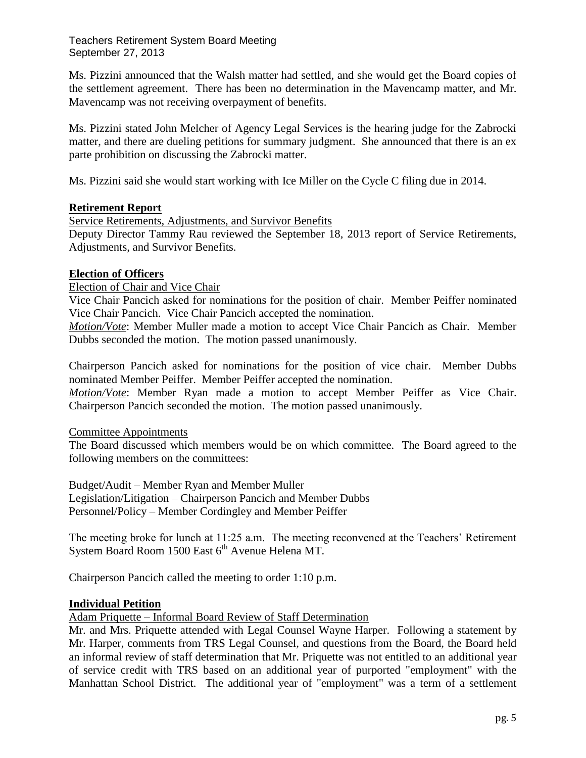Ms. Pizzini announced that the Walsh matter had settled, and she would get the Board copies of the settlement agreement. There has been no determination in the Mavencamp matter, and Mr. Mavencamp was not receiving overpayment of benefits.

Ms. Pizzini stated John Melcher of Agency Legal Services is the hearing judge for the Zabrocki matter, and there are dueling petitions for summary judgment. She announced that there is an ex parte prohibition on discussing the Zabrocki matter.

Ms. Pizzini said she would start working with Ice Miller on the Cycle C filing due in 2014.

## Retirement Report

Service Retirements, Adjustments, and Survivor Benefits

Deputy Director Tammy Rau reviewed the September 18, 2013 report of Service Retirements, Adjustments, and Survivor Benefits.

## Election of Officers

Election of Chair and Vice Chair

Vice Chair Pancich asked for nominations for the position of chair. Member Peiffer nominated Vice Chair Pancich. Vice Chair Pancich accepted the nomination.

***Motion/Vote***: Member Muller made a motion to accept Vice Chair Pancich as Chair. Member Dubbs seconded the motion. The motion passed unanimously.

Chairperson Pancich asked for nominations for the position of vice chair. Member Dubbs nominated Member Peiffer. Member Peiffer accepted the nomination.

***Motion/Vote***: Member Ryan made a motion to accept Member Peiffer as Vice Chair. Chairperson Pancich seconded the motion. The motion passed unanimously.

Committee Appointments

The Board discussed which members would be on which committee. The Board agreed to the following members on the committees:

Budget/Audit – Member Ryan and Member Muller
Legislation/Litigation – Chairperson Pancich and Member Dubbs
Personnel/Policy – Member Cordingley and Member Peiffer

The meeting broke for lunch at 11:25 a.m. The meeting reconvened at the Teachers' Retirement System Board Room 1500 East 6th Avenue Helena MT.

Chairperson Pancich called the meeting to order 1:10 p.m.

## Individual Petition

Adam Priquette – Informal Board Review of Staff Determination

Mr. and Mrs. Priquette attended with Legal Counsel Wayne Harper. Following a statement by Mr. Harper, comments from TRS Legal Counsel, and questions from the Board, the Board held an informal review of staff determination that Mr. Priquette was not entitled to an additional year of service credit with TRS based on an additional year of purported "employment" with the Manhattan School District. The additional year of "employment" was a term of a settlement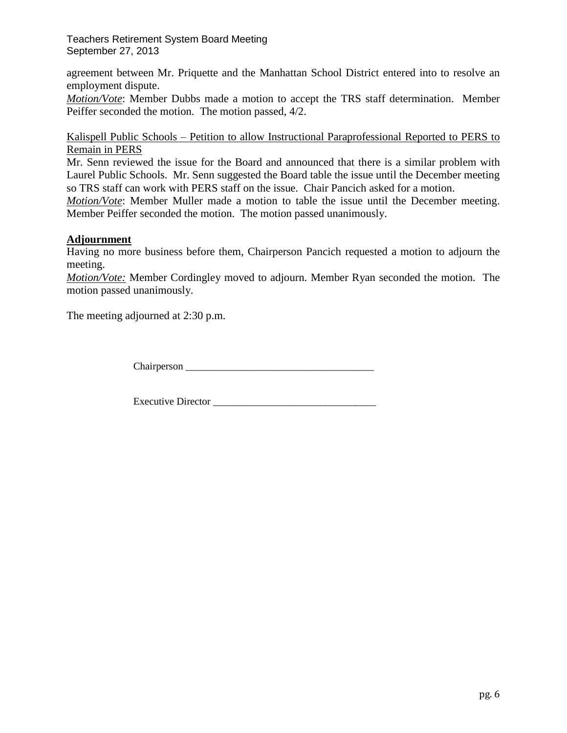agreement between Mr. Priquette and the Manhattan School District entered into to resolve an employment dispute.

*Motion/Vote*: Member Dubbs made a motion to accept the TRS staff determination. Member Peiffer seconded the motion. The motion passed, 4/2.

Kalispell Public Schools – Petition to allow Instructional Paraprofessional Reported to PERS to Remain in PERS

Mr. Senn reviewed the issue for the Board and announced that there is a similar problem with Laurel Public Schools. Mr. Senn suggested the Board table the issue until the December meeting so TRS staff can work with PERS staff on the issue. Chair Pancich asked for a motion.

*Motion/Vote*: Member Muller made a motion to table the issue until the December meeting. Member Peiffer seconded the motion. The motion passed unanimously.

## Adjournment

Having no more business before them, Chairperson Pancich requested a motion to adjourn the meeting.

*Motion/Vote:* Member Cordingley moved to adjourn. Member Ryan seconded the motion. The motion passed unanimously.

The meeting adjourned at 2:30 p.m.

Chairperson ____________________________________

Executive Director ________________________________